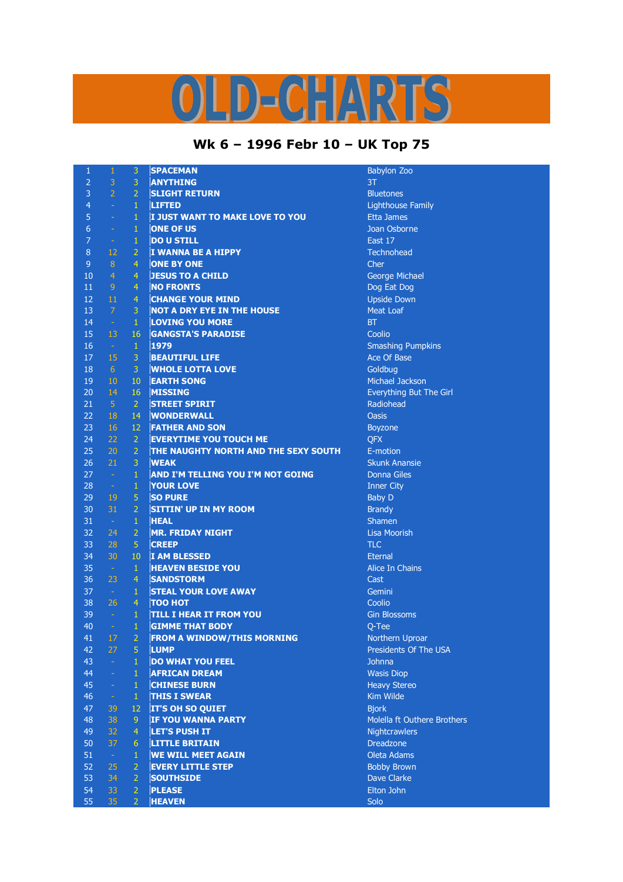# OLD-CHARTS

## Wk 6 – 1996 Febr 10 – UK Top 75

| | | | | |
|---|---|---|---|---|
| 1 | 1 | 3 | SPACEMAN | Babylon Zoo |
| 2 | 3 | 3 | ANYTHING | 3T |
| 3 | 2 | 2 | SLIGHT RETURN | Bluetones |
| 4 | - | 1 | LIFTED | Lighthouse Family |
| 5 | - | 1 | I JUST WANT TO MAKE LOVE TO YOU | Etta James |
| 6 | - | 1 | ONE OF US | Joan Osborne |
| 7 | - | 1 | DO U STILL | East 17 |
| 8 | 12 | 2 | I WANNA BE A HIPPY | Technohead |
| 9 | 8 | 4 | ONE BY ONE | Cher |
| 10 | 4 | 4 | JESUS TO A CHILD | George Michael |
| 11 | 9 | 4 | NO FRONTS | Dog Eat Dog |
| 12 | 11 | 4 | CHANGE YOUR MIND | Upside Down |
| 13 | 7 | 3 | NOT A DRY EYE IN THE HOUSE | Meat Loaf |
| 14 | - | 1 | LOVING YOU MORE | BT |
| 15 | 13 | 16 | GANGSTA'S PARADISE | Coolio |
| 16 | - | 1 | 1979 | Smashing Pumpkins |
| 17 | 15 | 3 | BEAUTIFUL LIFE | Ace Of Base |
| 18 | 6 | 3 | WHOLE LOTTA LOVE | Goldbug |
| 19 | 10 | 10 | EARTH SONG | Michael Jackson |
| 20 | 14 | 16 | MISSING | Everything But The Girl |
| 21 | 5 | 2 | STREET SPIRIT | Radiohead |
| 22 | 18 | 14 | WONDERWALL | Oasis |
| 23 | 16 | 12 | FATHER AND SON | Boyzone |
| 24 | 22 | 2 | EVERYTIME YOU TOUCH ME | QFX |
| 25 | 20 | 2 | THE NAUGHTY NORTH AND THE SEXY SOUTH | E-motion |
| 26 | 21 | 3 | WEAK | Skunk Anansie |
| 27 | - | 1 | AND I'M TELLING YOU I'M NOT GOING | Donna Giles |
| 28 | - | 1 | YOUR LOVE | Inner City |
| 29 | 19 | 5 | SO PURE | Baby D |
| 30 | 31 | 2 | SITTIN' UP IN MY ROOM | Brandy |
| 31 | - | 1 | HEAL | Shamen |
| 32 | 24 | 2 | MR. FRIDAY NIGHT | Lisa Moorish |
| 33 | 28 | 5 | CREEP | TLC |
| 34 | 30 | 10 | I AM BLESSED | Eternal |
| 35 | - | 1 | HEAVEN BESIDE YOU | Alice In Chains |
| 36 | 23 | 4 | SANDSTORM | Cast |
| 37 | - | 1 | STEAL YOUR LOVE AWAY | Gemini |
| 38 | 26 | 4 | TOO HOT | Coolio |
| 39 | - | 1 | TILL I HEAR IT FROM YOU | Gin Blossoms |
| 40 | - | 1 | GIMME THAT BODY | Q-Tee |
| 41 | 17 | 2 | FROM A WINDOW/THIS MORNING | Northern Uproar |
| 42 | 27 | 5 | LUMP | Presidents Of The USA |
| 43 | - | 1 | DO WHAT YOU FEEL | Johnna |
| 44 | - | 1 | AFRICAN DREAM | Wasis Diop |
| 45 | - | 1 | CHINESE BURN | Heavy Stereo |
| 46 | - | 1 | THIS I SWEAR | Kim Wilde |
| 47 | 39 | 12 | IT'S OH SO QUIET | Bjork |
| 48 | 38 | 9 | IF YOU WANNA PARTY | Molella ft Outhere Brothers |
| 49 | 32 | 4 | LET'S PUSH IT | Nightcrawlers |
| 50 | 37 | 6 | LITTLE BRITAIN | Dreadzone |
| 51 | - | 1 | WE WILL MEET AGAIN | Oleta Adams |
| 52 | 25 | 2 | EVERY LITTLE STEP | Bobby Brown |
| 53 | 34 | 2 | SOUTHSIDE | Dave Clarke |
| 54 | 33 | 2 | PLEASE | Elton John |
| 55 | 35 | 2 | HEAVEN | Solo |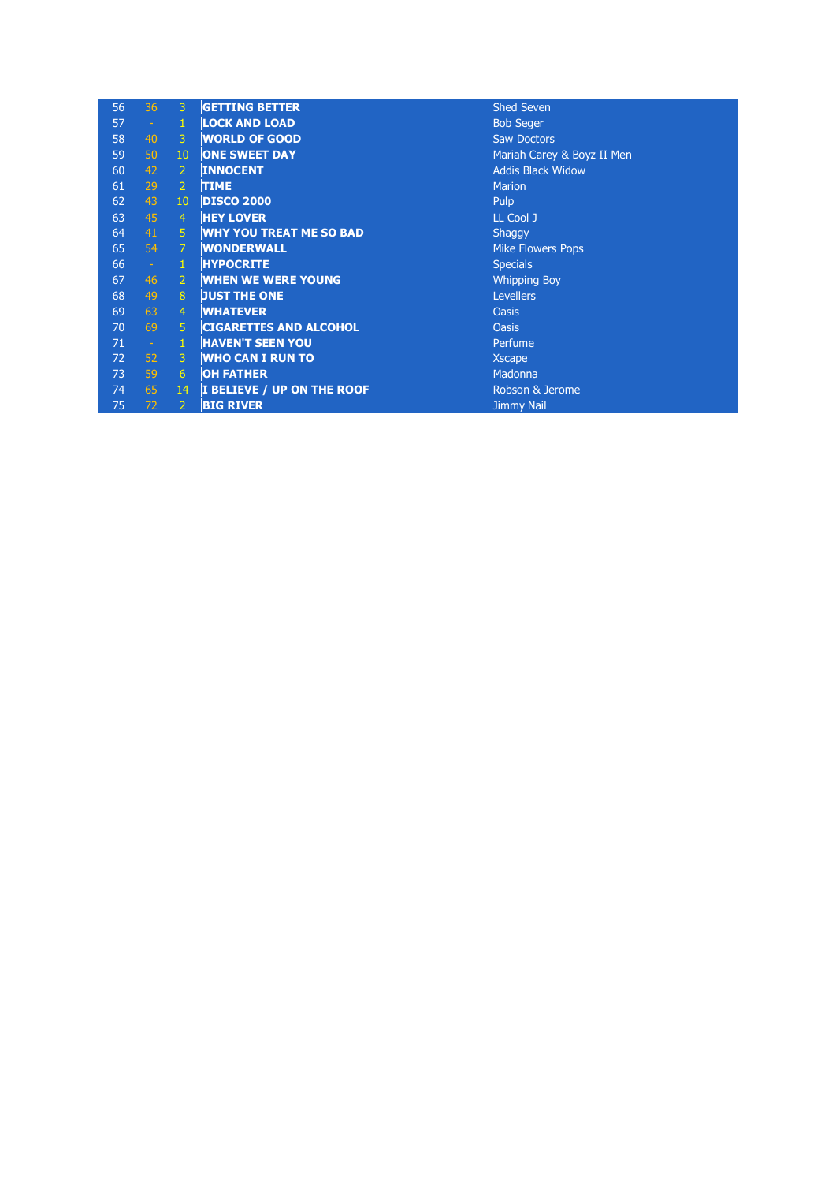| | | | | |
|---|---|---|---|---|
| 56 | 36 | 3 | **GETTING BETTER** | Shed Seven |
| 57 | - | 1 | **LOCK AND LOAD** | Bob Seger |
| 58 | 40 | 3 | **WORLD OF GOOD** | Saw Doctors |
| 59 | 50 | 10 | **ONE SWEET DAY** | Mariah Carey & Boyz II Men |
| 60 | 42 | 2 | **INNOCENT** | Addis Black Widow |
| 61 | 29 | 2 | **TIME** | Marion |
| 62 | 43 | 10 | **DISCO 2000** | Pulp |
| 63 | 45 | 4 | **HEY LOVER** | LL Cool J |
| 64 | 41 | 5 | **WHY YOU TREAT ME SO BAD** | Shaggy |
| 65 | 54 | 7 | **WONDERWALL** | Mike Flowers Pops |
| 66 | - | 1 | **HYPOCRITE** | Specials |
| 67 | 46 | 2 | **WHEN WE WERE YOUNG** | Whipping Boy |
| 68 | 49 | 8 | **JUST THE ONE** | Levellers |
| 69 | 63 | 4 | **WHATEVER** | Oasis |
| 70 | 69 | 5 | **CIGARETTES AND ALCOHOL** | Oasis |
| 71 | - | 1 | **HAVEN'T SEEN YOU** | Perfume |
| 72 | 52 | 3 | **WHO CAN I RUN TO** | Xscape |
| 73 | 59 | 6 | **OH FATHER** | Madonna |
| 74 | 65 | 14 | **I BELIEVE / UP ON THE ROOF** | Robson & Jerome |
| 75 | 72 | 2 | **BIG RIVER** | Jimmy Nail |